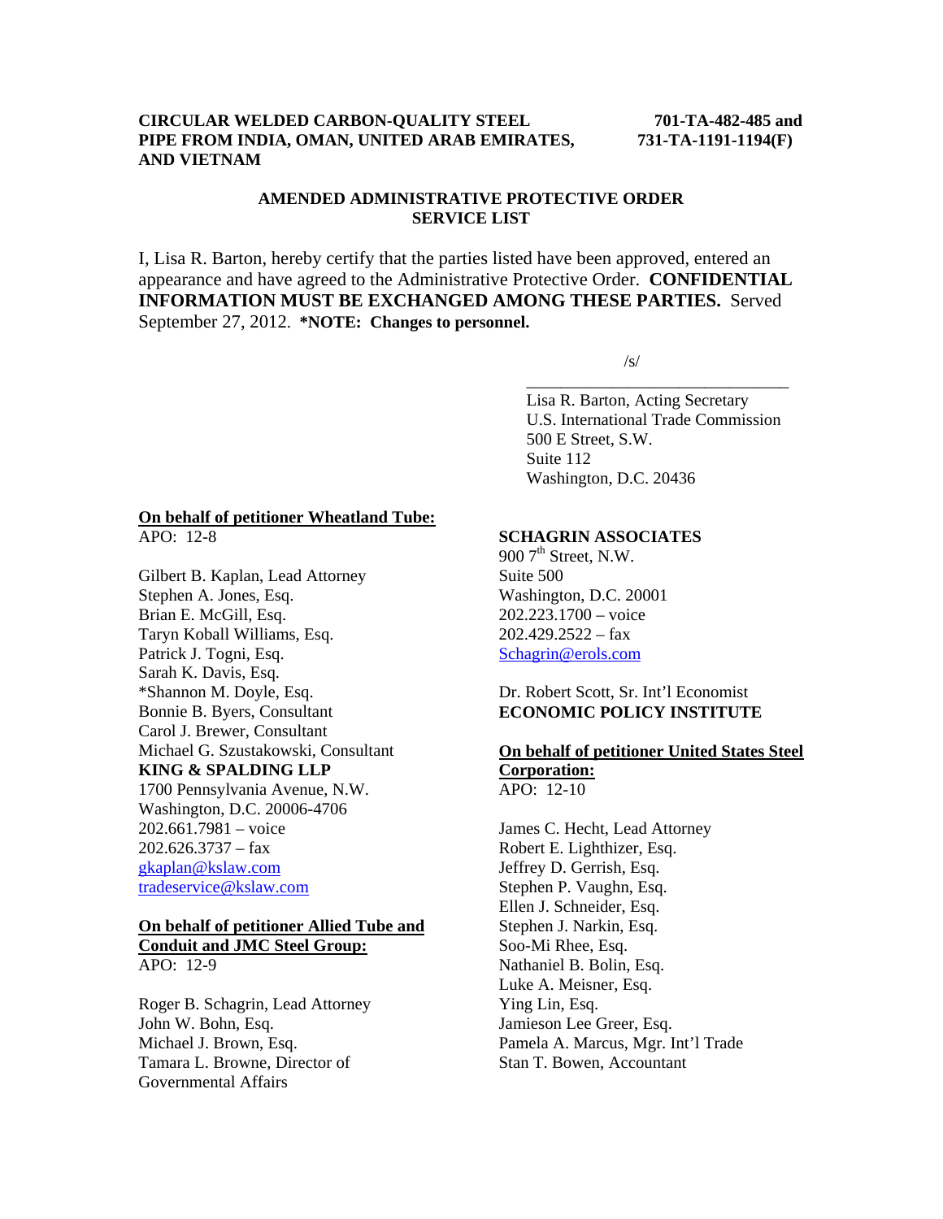**CIRCULAR WELDED CARBON-QUALITY STEEL PIPE FROM INDIA, OMAN, UNITED ARAB EMIRATES, AND VIETNAM**

**701-TA-482-485 and 731-TA-1191-1194(F)**

**AMENDED ADMINISTRATIVE PROTECTIVE ORDER SERVICE LIST**

I, Lisa R. Barton, hereby certify that the parties listed have been approved, entered an appearance and have agreed to the Administrative Protective Order. **CONFIDENTIAL INFORMATION MUST BE EXCHANGED AMONG THESE PARTIES.** Served September 27, 2012. ***NOTE: Changes to personnel.**

/s/

\_\_\_\_\_\_\_\_\_\_\_\_\_\_\_\_\_\_\_\_\_\_\_\_\_\_\_\_\_\_\_\_

Lisa R. Barton, Acting Secretary
U.S. International Trade Commission
500 E Street, S.W.
Suite 112
Washington, D.C. 20436

**On behalf of petitioner Wheatland Tube:**
APO: 12-8

Gilbert B. Kaplan, Lead Attorney
Stephen A. Jones, Esq.
Brian E. McGill, Esq.
Taryn Koball Williams, Esq.
Patrick J. Togni, Esq.
Sarah K. Davis, Esq.
*Shannon M. Doyle, Esq.
Bonnie B. Byers, Consultant
Carol J. Brewer, Consultant
Michael G. Szustakowski, Consultant
**KING & SPALDING LLP**
1700 Pennsylvania Avenue, N.W.
Washington, D.C. 20006-4706
202.661.7981 – voice
202.626.3737 – fax
gkaplan@kslaw.com
tradeservice@kslaw.com

**On behalf of petitioner Allied Tube and Conduit and JMC Steel Group:**
APO: 12-9

Roger B. Schagrin, Lead Attorney
John W. Bohn, Esq.
Michael J. Brown, Esq.
Tamara L. Browne, Director of Governmental Affairs
**SCHAGRIN ASSOCIATES**
900 7th Street, N.W.
Suite 500
Washington, D.C. 20001
202.223.1700 – voice
202.429.2522 – fax
Schagrin@erols.com

Dr. Robert Scott, Sr. Int'l Economist
**ECONOMIC POLICY INSTITUTE**

**On behalf of petitioner United States Steel Corporation:**
APO: 12-10

James C. Hecht, Lead Attorney
Robert E. Lighthizer, Esq.
Jeffrey D. Gerrish, Esq.
Stephen P. Vaughn, Esq.
Ellen J. Schneider, Esq.
Stephen J. Narkin, Esq.
Soo-Mi Rhee, Esq.
Nathaniel B. Bolin, Esq.
Luke A. Meisner, Esq.
Ying Lin, Esq.
Jamieson Lee Greer, Esq.
Pamela A. Marcus, Mgr. Int'l Trade
Stan T. Bowen, Accountant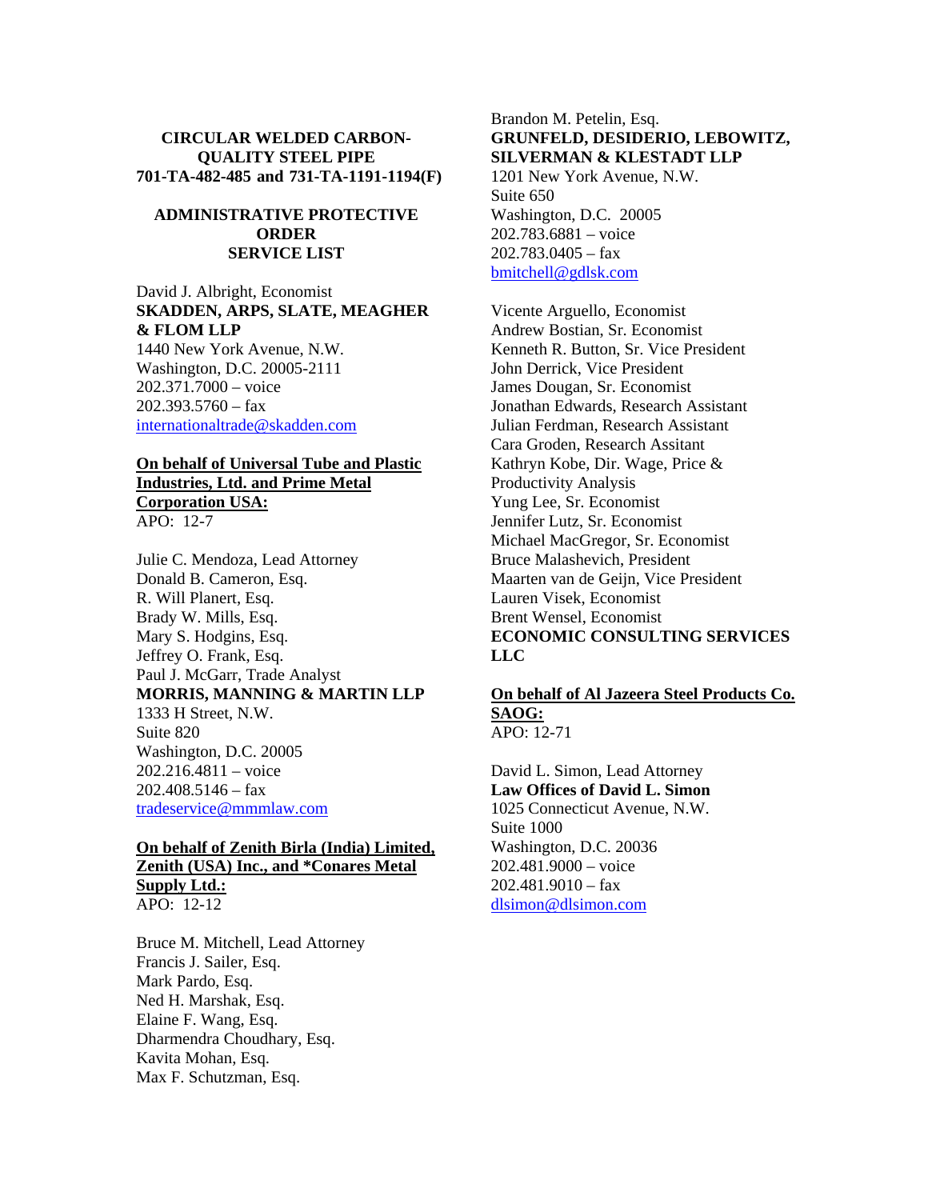**CIRCULAR WELDED CARBON-QUALITY STEEL PIPE**
**701-TA-482-485 and 731-TA-1191-1194(F)**

**ADMINISTRATIVE PROTECTIVE ORDER**
**SERVICE LIST**

David J. Albright, Economist
**SKADDEN, ARPS, SLATE, MEAGHER & FLOM LLP**
1440 New York Avenue, N.W.
Washington, D.C. 20005-2111
202.371.7000 – voice
202.393.5760 – fax
internationaltrade@skadden.com

**On behalf of Universal Tube and Plastic Industries, Ltd. and Prime Metal Corporation USA:**
APO: 12-7

Julie C. Mendoza, Lead Attorney
Donald B. Cameron, Esq.
R. Will Planert, Esq.
Brady W. Mills, Esq.
Mary S. Hodgins, Esq.
Jeffrey O. Frank, Esq.
Paul J. McGarr, Trade Analyst
**MORRIS, MANNING & MARTIN LLP**
1333 H Street, N.W.
Suite 820
Washington, D.C. 20005
202.216.4811 – voice
202.408.5146 – fax
tradeservice@mmmlaw.com

**On behalf of Zenith Birla (India) Limited, Zenith (USA) Inc., and *Conares Metal Supply Ltd.:**
APO: 12-12

Bruce M. Mitchell, Lead Attorney
Francis J. Sailer, Esq.
Mark Pardo, Esq.
Ned H. Marshak, Esq.
Elaine F. Wang, Esq.
Dharmendra Choudhary, Esq.
Kavita Mohan, Esq.
Max F. Schutzman, Esq.
Brandon M. Petelin, Esq.
**GRUNFELD, DESIDERIO, LEBOWITZ, SILVERMAN & KLESTADT LLP**
1201 New York Avenue, N.W.
Suite 650
Washington, D.C. 20005
202.783.6881 – voice
202.783.0405 – fax
bmitchell@gdlsk.com

Vicente Arguello, Economist
Andrew Bostian, Sr. Economist
Kenneth R. Button, Sr. Vice President
John Derrick, Vice President
James Dougan, Sr. Economist
Jonathan Edwards, Research Assistant
Julian Ferdman, Research Assistant
Cara Groden, Research Assitant
Kathryn Kobe, Dir. Wage, Price & Productivity Analysis
Yung Lee, Sr. Economist
Jennifer Lutz, Sr. Economist
Michael MacGregor, Sr. Economist
Bruce Malashevich, President
Maarten van de Geijn, Vice President
Lauren Visek, Economist
Brent Wensel, Economist
**ECONOMIC CONSULTING SERVICES LLC**

**On behalf of Al Jazeera Steel Products Co. SAOG:**
APO: 12-71

David L. Simon, Lead Attorney
**Law Offices of David L. Simon**
1025 Connecticut Avenue, N.W.
Suite 1000
Washington, D.C. 20036
202.481.9000 – voice
202.481.9010 – fax
dlsimon@dlsimon.com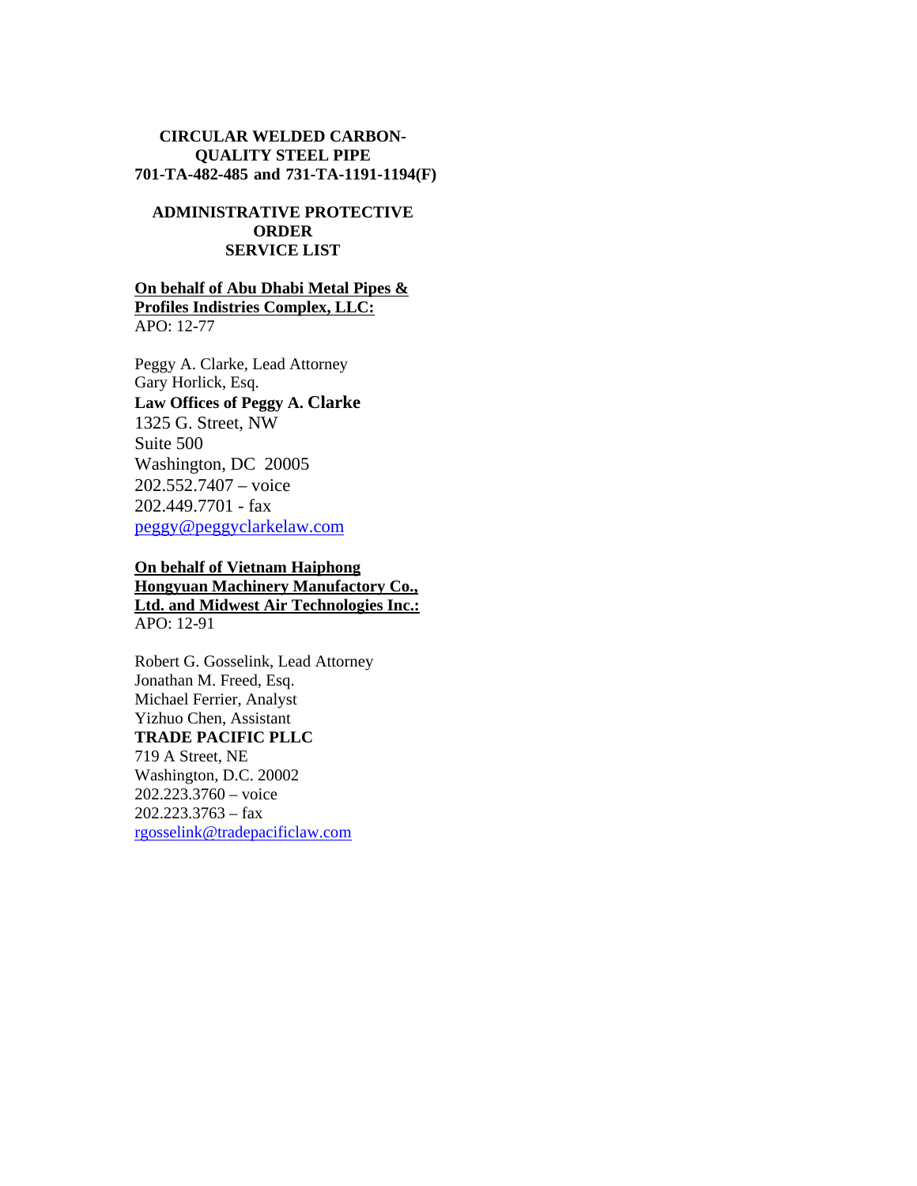**CIRCULAR WELDED CARBON-QUALITY STEEL PIPE**
**701-TA-482-485 and 731-TA-1191-1194(F)**

**ADMINISTRATIVE PROTECTIVE ORDER SERVICE LIST**

**On behalf of Abu Dhabi Metal Pipes & Profiles Indistries Complex, LLC:**
APO: 12-77

Peggy A. Clarke, Lead Attorney
Gary Horlick, Esq.
**Law Offices of Peggy A. Clarke**
1325 G. Street, NW
Suite 500
Washington, DC 20005
202.552.7407 – voice
202.449.7701 - fax
peggy@peggyclarkelaw.com

**On behalf of Vietnam Haiphong Hongyuan Machinery Manufactory Co., Ltd. and Midwest Air Technologies Inc.:**
APO: 12-91

Robert G. Gosselink, Lead Attorney
Jonathan M. Freed, Esq.
Michael Ferrier, Analyst
Yizhuo Chen, Assistant
**TRADE PACIFIC PLLC**
719 A Street, NE
Washington, D.C. 20002
202.223.3760 – voice
202.223.3763 – fax
rgosselink@tradepacificlaw.com